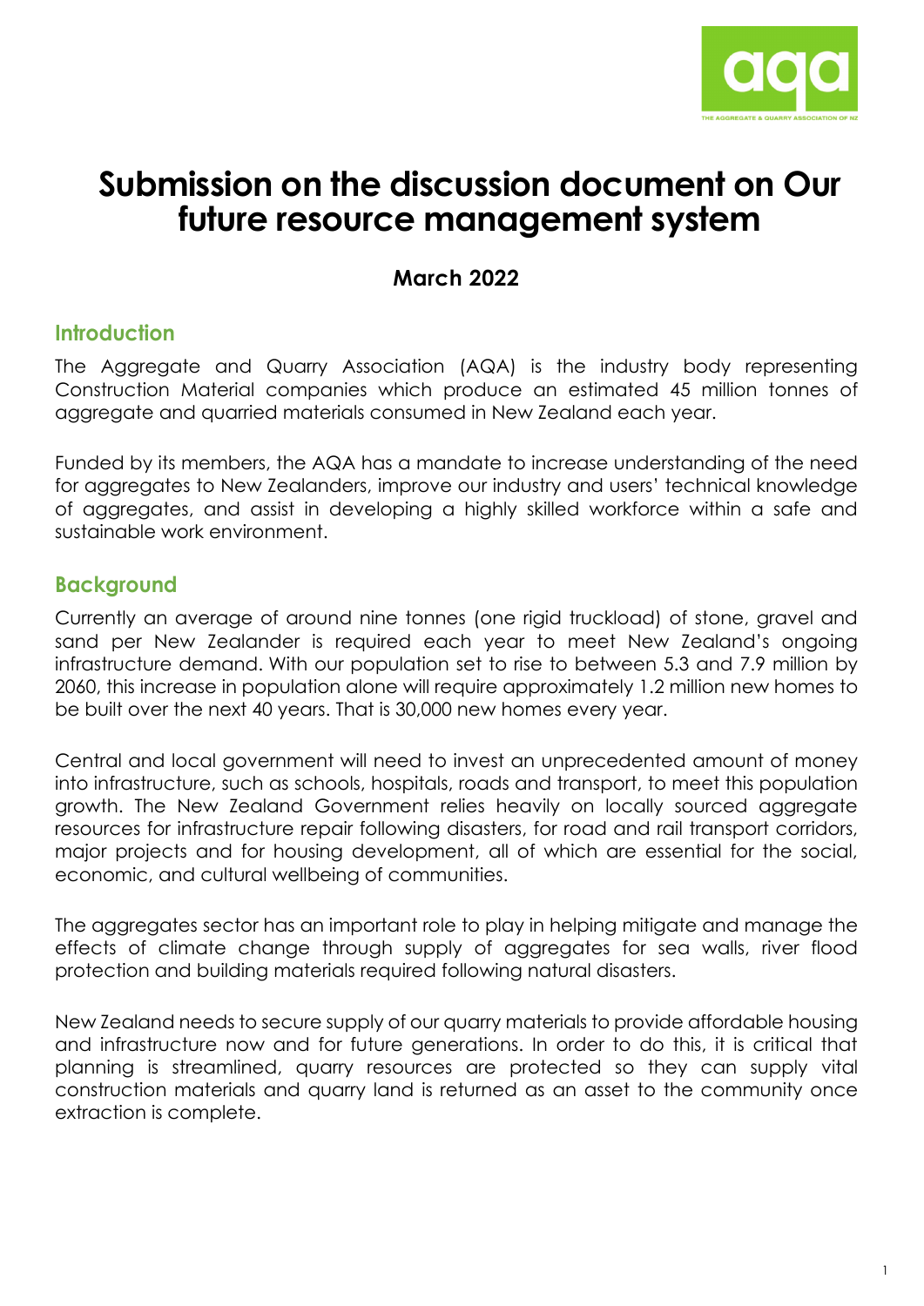# Submission on the discussion document on Our future resource management system

### March 2022

## Introduction

The Aggregate and Quarry Association (AQA) is the industry body representing Construction Material companies which produce an estimated 45 million tonnes of aggregate and quarried materials consumed in New Zealand each year.

Funded by its members, the AQA has a mandate to increase understanding of the need for aggregates to New Zealanders, improve our industry and users' technical knowledge of aggregates, and assist in developing a highly skilled workforce within a safe and sustainable work environment.

## Background

Currently an average of around nine tonnes (one rigid truckload) of stone, gravel and sand per New Zealander is required each year to meet New Zealand's ongoing infrastructure demand. With our population set to rise to between 5.3 and 7.9 million by 2060, this increase in population alone will require approximately 1.2 million new homes to be built over the next 40 years. That is 30,000 new homes every year.

Central and local government will need to invest an unprecedented amount of money into infrastructure, such as schools, hospitals, roads and transport, to meet this population growth. The New Zealand Government relies heavily on locally sourced aggregate resources for infrastructure repair following disasters, for road and rail transport corridors, major projects and for housing development, all of which are essential for the social, economic, and cultural wellbeing of communities.

The aggregates sector has an important role to play in helping mitigate and manage the effects of climate change through supply of aggregates for sea walls, river flood protection and building materials required following natural disasters.

New Zealand needs to secure supply of our quarry materials to provide affordable housing and infrastructure now and for future generations. In order to do this, it is critical that planning is streamlined, quarry resources are protected so they can supply vital construction materials and quarry land is returned as an asset to the community once extraction is complete.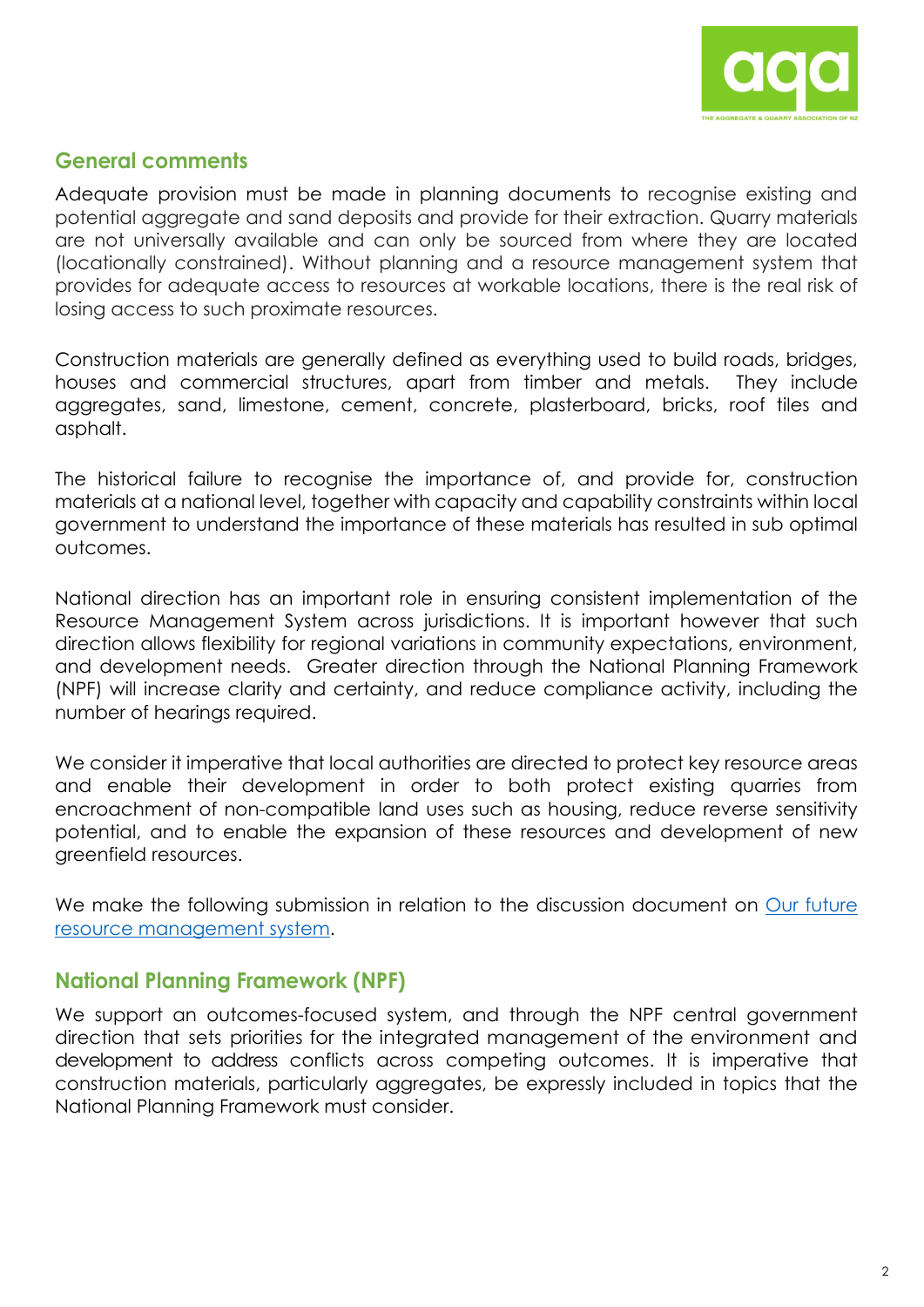## General comments

Adequate provision must be made in planning documents to recognise existing and potential aggregate and sand deposits and provide for their extraction. Quarry materials are not universally available and can only be sourced from where they are located (locationally constrained). Without planning and a resource management system that provides for adequate access to resources at workable locations, there is the real risk of losing access to such proximate resources.

Construction materials are generally defined as everything used to build roads, bridges, houses and commercial structures, apart from timber and metals. They include aggregates, sand, limestone, cement, concrete, plasterboard, bricks, roof tiles and asphalt.

The historical failure to recognise the importance of, and provide for, construction materials at a national level, together with capacity and capability constraints within local government to understand the importance of these materials has resulted in sub optimal outcomes.

National direction has an important role in ensuring consistent implementation of the Resource Management System across jurisdictions. It is important however that such direction allows flexibility for regional variations in community expectations, environment, and development needs. Greater direction through the National Planning Framework (NPF) will increase clarity and certainty, and reduce compliance activity, including the number of hearings required.

We consider it imperative that local authorities are directed to protect key resource areas and enable their development in order to both protect existing quarries from encroachment of non-compatible land uses such as housing, reduce reverse sensitivity potential, and to enable the expansion of these resources and development of new greenfield resources.

We make the following submission in relation to the discussion document on [Our future resource management system](#).

## National Planning Framework (NPF)

We support an outcomes-focused system, and through the NPF central government direction that sets priorities for the integrated management of the environment and development to address conflicts across competing outcomes. It is imperative that construction materials, particularly aggregates, be expressly included in topics that the National Planning Framework must consider.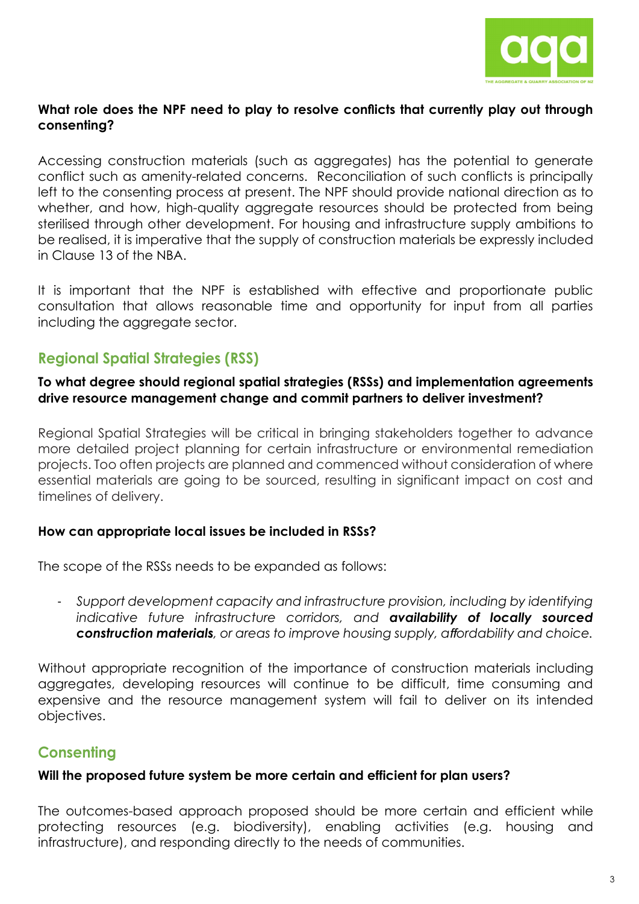**What role does the NPF need to play to resolve conflicts that currently play out through consenting?**

Accessing construction materials (such as aggregates) has the potential to generate conflict such as amenity-related concerns. Reconciliation of such conflicts is principally left to the consenting process at present. The NPF should provide national direction as to whether, and how, high-quality aggregate resources should be protected from being sterilised through other development. For housing and infrastructure supply ambitions to be realised, it is imperative that the supply of construction materials be expressly included in Clause 13 of the NBA.

It is important that the NPF is established with effective and proportionate public consultation that allows reasonable time and opportunity for input from all parties including the aggregate sector.

## Regional Spatial Strategies (RSS)

**To what degree should regional spatial strategies (RSSs) and implementation agreements drive resource management change and commit partners to deliver investment?**

Regional Spatial Strategies will be critical in bringing stakeholders together to advance more detailed project planning for certain infrastructure or environmental remediation projects. Too often projects are planned and commenced without consideration of where essential materials are going to be sourced, resulting in significant impact on cost and timelines of delivery.

**How can appropriate local issues be included in RSSs?**

The scope of the RSSs needs to be expanded as follows:

- *Support development capacity and infrastructure provision, including by identifying indicative future infrastructure corridors, and* ***availability of locally sourced construction materials****, or areas to improve housing supply, affordability and choice.*

Without appropriate recognition of the importance of construction materials including aggregates, developing resources will continue to be difficult, time consuming and expensive and the resource management system will fail to deliver on its intended objectives.

## Consenting

**Will the proposed future system be more certain and efficient for plan users?**

The outcomes-based approach proposed should be more certain and efficient while protecting resources (e.g. biodiversity), enabling activities (e.g. housing and infrastructure), and responding directly to the needs of communities.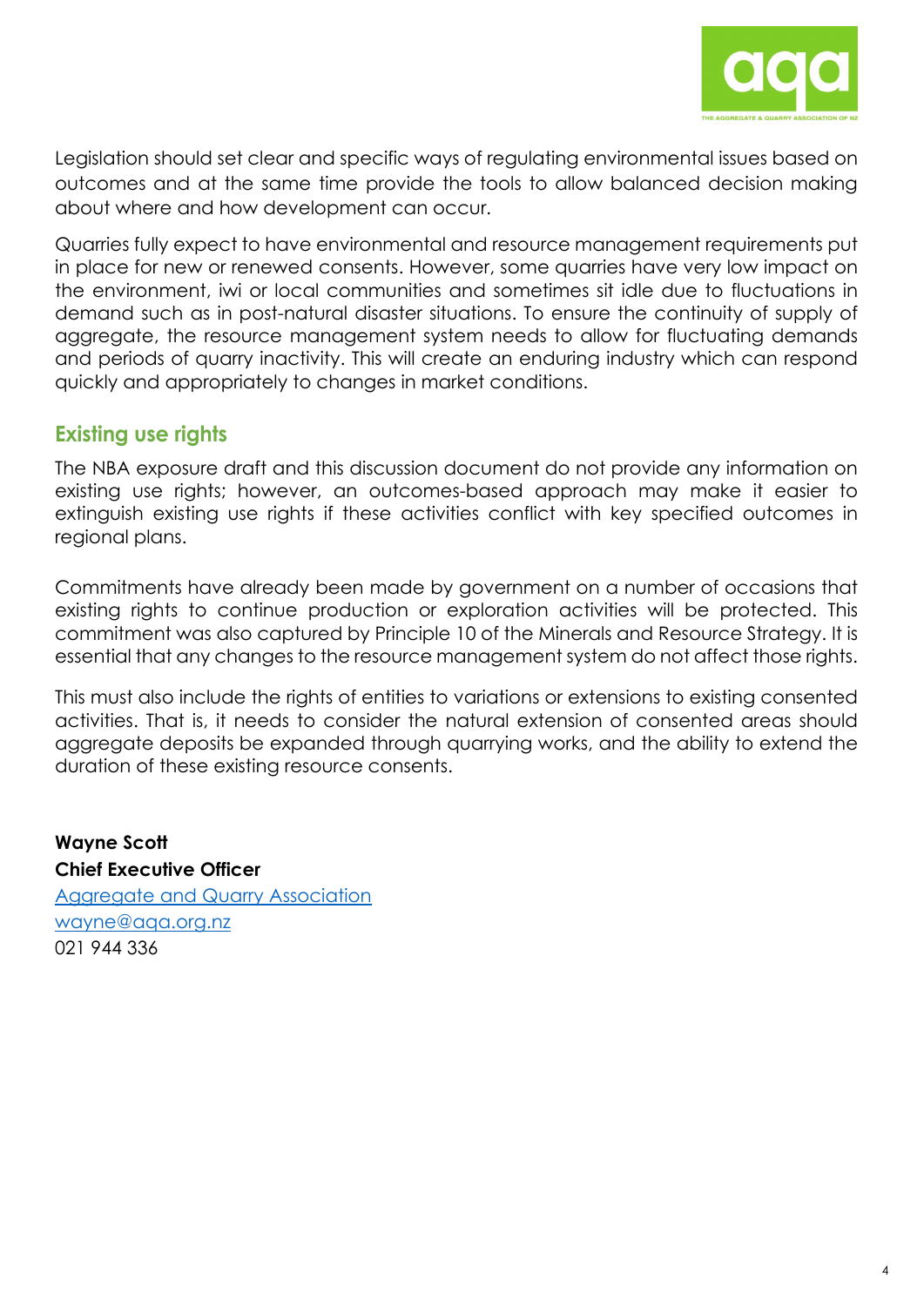Legislation should set clear and specific ways of regulating environmental issues based on outcomes and at the same time provide the tools to allow balanced decision making about where and how development can occur.

Quarries fully expect to have environmental and resource management requirements put in place for new or renewed consents. However, some quarries have very low impact on the environment, iwi or local communities and sometimes sit idle due to fluctuations in demand such as in post-natural disaster situations. To ensure the continuity of supply of aggregate, the resource management system needs to allow for fluctuating demands and periods of quarry inactivity. This will create an enduring industry which can respond quickly and appropriately to changes in market conditions.

## Existing use rights

The NBA exposure draft and this discussion document do not provide any information on existing use rights; however, an outcomes-based approach may make it easier to extinguish existing use rights if these activities conflict with key specified outcomes in regional plans.

Commitments have already been made by government on a number of occasions that existing rights to continue production or exploration activities will be protected. This commitment was also captured by Principle 10 of the Minerals and Resource Strategy. It is essential that any changes to the resource management system do not affect those rights.

This must also include the rights of entities to variations or extensions to existing consented activities. That is, it needs to consider the natural extension of consented areas should aggregate deposits be expanded through quarrying works, and the ability to extend the duration of these existing resource consents.

**Wayne Scott**
**Chief Executive Officer**
[Aggregate and Quarry Association](#)
[wayne@aqa.org.nz](mailto:wayne@aqa.org.nz)
021 944 336